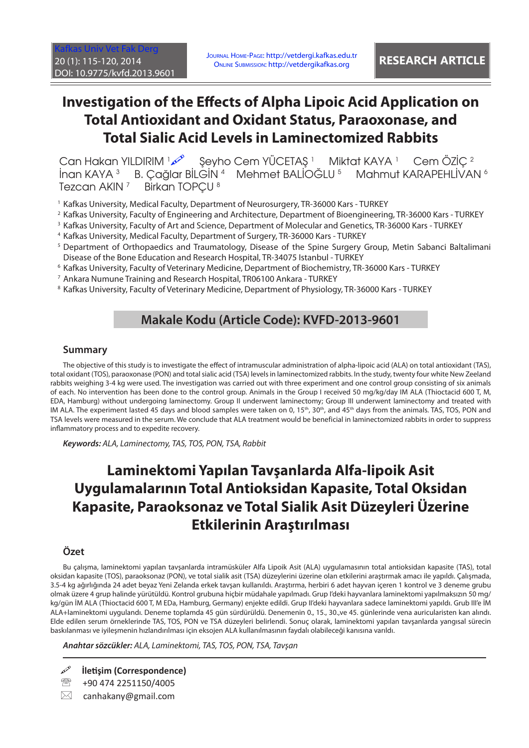Kafkas Univ Vet Fak Derg
20 (1): 115-120, 2014
DOI: 10.9775/kvfd.2013.9601

Journal Home-Page: http://vetdergi.kafkas.edu.tr
Online Submission: http://vetdergikafkas.org

**RESEARCH ARTICLE**

# Investigation of the Effects of Alpha Lipoic Acid Application on Total Antioxidant and Oxidant Status, Paraoxonase, and Total Sialic Acid Levels in Laminectomized Rabbits

Can Hakan YILDIRIM [1] Şeyho Cem YÜCETAŞ [1] Miktat KAYA [1] Cem ÖZİÇ [2] İnan KAYA [3] B. Çağlar BİLGİN [4] Mehmet BALİOĞLU [5] Mahmut KARAPEHLİVAN [6] Tezcan AKIN [7] Birkan TOPÇU [8]

[1] Kafkas University, Medical Faculty, Department of Neurosurgery, TR-36000 Kars - TURKEY
[2] Kafkas University, Faculty of Engineering and Architecture, Department of Bioengineering, TR-36000 Kars - TURKEY
[3] Kafkas University, Faculty of Art and Science, Department of Molecular and Genetics, TR-36000 Kars - TURKEY
[4] Kafkas University, Medical Faculty, Department of Surgery, TR-36000 Kars - TURKEY
[5] Department of Orthopaedics and Traumatology, Disease of the Spine Surgery Group, Metin Sabanci Baltalimani Disease of the Bone Education and Research Hospital, TR-34075 Istanbul - TURKEY
[6] Kafkas University, Faculty of Veterinary Medicine, Department of Biochemistry, TR-36000 Kars - TURKEY
[7] Ankara Numune Training and Research Hospital, TR06100 Ankara - TURKEY
[8] Kafkas University, Faculty of Veterinary Medicine, Department of Physiology, TR-36000 Kars - TURKEY

**Makale Kodu (Article Code): KVFD-2013-9601**

## Summary

The objective of this study is to investigate the effect of intramuscular administration of alpha-lipoic acid (ALA) on total antioxidant (TAS), total oxidant (TOS), paraoxonase (PON) and total sialic acid (TSA) levels in laminectomized rabbits. In the study, twenty four white New Zeeland rabbits weighing 3-4 kg were used. The investigation was carried out with three experiment and one control group consisting of six animals of each. No intervention has been done to the control group. Animals in the Group I received 50 mg/kg/day IM ALA (Thioctacid 600 T, M, EDA, Hamburg) without undergoing laminectomy. Group II underwent laminectomy; Group III underwent laminectomy and treated with IM ALA. The experiment lasted 45 days and blood samples were taken on 0, 15th, 30th, and 45th days from the animals. TAS, TOS, PON and TSA levels were measured in the serum. We conclude that ALA treatment would be beneficial in laminectomized rabbits in order to suppress inflammatory process and to expedite recovery.

***Keywords:*** *ALA, Laminectomy, TAS, TOS, PON, TSA, Rabbit*

# Laminektomi Yapılan Tavşanlarda Alfa-lipoik Asit Uygulamalarının Total Antioksidan Kapasite, Total Oksidan Kapasite, Paraoksonaz ve Total Sialik Asit Düzeyleri Üzerine Etkilerinin Araştırılması

## Özet

Bu çalışma, laminektomi yapılan tavşanlarda intramüsküler Alfa Lipoik Asit (ALA) uygulamasının total antioksidan kapasite (TAS), total oksidan kapasite (TOS), paraoksonaz (PON), ve total sialik asit (TSA) düzeylerini üzerine olan etkilerini araştırmak amacı ile yapıldı. Çalışmada, 3.5-4 kg ağırlığında 24 adet beyaz Yeni Zelanda erkek tavşan kullanıldı. Araştırma, herbiri 6 adet hayvan içeren 1 kontrol ve 3 deneme grubu olmak üzere 4 grup halinde yürütüldü. Kontrol grubuna hiçbir müdahale yapılmadı. Grup I'deki hayvanlara laminektomi yapılmaksızın 50 mg/kg/gün İM ALA (Thioctacid 600 T, M EDa, Hamburg, Germany) enjekte edildi. Grup II'deki hayvanlara sadece laminektomi yapıldı. Grub III'e İM ALA+laminektomi uygulandı. Deneme toplamda 45 gün sürdürüldü. Denemenin 0., 15., 30.,ve 45. günlerinde vena auricularisten kan alındı. Elde edilen serum örneklerinde TAS, TOS, PON ve TSA düzeyleri belirlendi. Sonuç olarak, laminektomi yapılan tavşanlarda yangısal sürecin baskılanması ve iyileşmenin hızlandırılması için eksojen ALA kullanılmasının faydalı olabileceği kanısına varıldı.

***Anahtar sözcükler:*** *ALA, Laminektomi, TAS, TOS, PON, TSA, Tavşan*

**İletişim (Correspondence)**

+90 474 2251150/4005

canhakany@gmail.com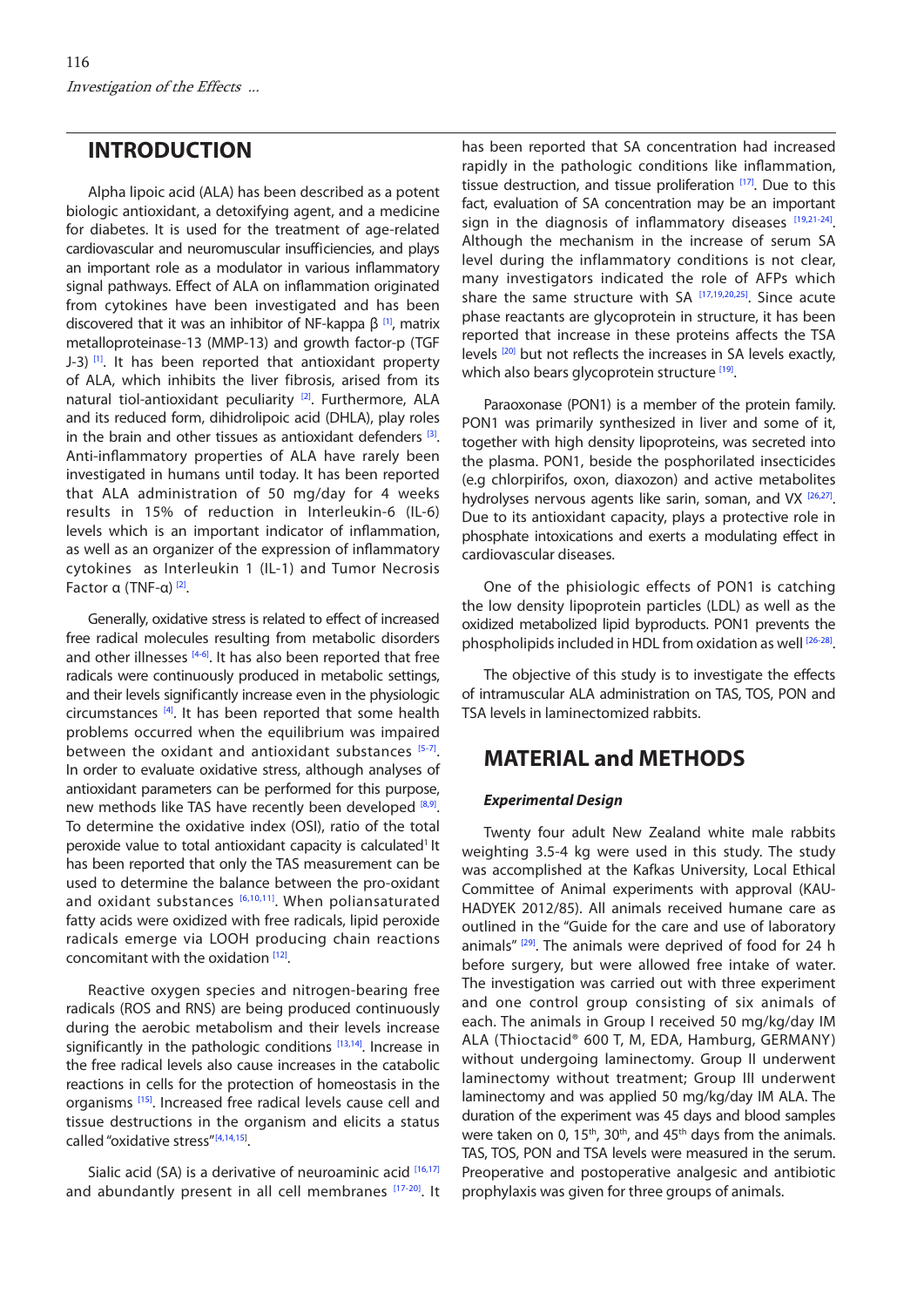## INTRODUCTION

Alpha lipoic acid (ALA) has been described as a potent biologic antioxidant, a detoxifying agent, and a medicine for diabetes. It is used for the treatment of age-related cardiovascular and neuromuscular insufficiencies, and plays an important role as a modulator in various inflammatory signal pathways. Effect of ALA on inflammation originated from cytokines have been investigated and has been discovered that it was an inhibitor of NF-kappa β [1], matrix metalloproteinase-13 (MMP-13) and growth factor-p (TGF J-3) [1]. It has been reported that antioxidant property of ALA, which inhibits the liver fibrosis, arised from its natural tiol-antioxidant peculiarity [2]. Furthermore, ALA and its reduced form, dihidrolipoic acid (DHLA), play roles in the brain and other tissues as antioxidant defenders [3]. Anti-inflammatory properties of ALA have rarely been investigated in humans until today. It has been reported that ALA administration of 50 mg/day for 4 weeks results in 15% of reduction in Interleukin-6 (IL-6) levels which is an important indicator of inflammation, as well as an organizer of the expression of inflammatory cytokines as Interleukin 1 (IL-1) and Tumor Necrosis Factor α (TNF-α) [2].

Generally, oxidative stress is related to effect of increased free radical molecules resulting from metabolic disorders and other illnesses [4-6]. It has also been reported that free radicals were continuously produced in metabolic settings, and their levels significantly increase even in the physiologic circumstances [4]. It has been reported that some health problems occurred when the equilibrium was impaired between the oxidant and antioxidant substances [5-7]. In order to evaluate oxidative stress, although analyses of antioxidant parameters can be performed for this purpose, new methods like TAS have recently been developed [8,9]. To determine the oxidative index (OSI), ratio of the total peroxide value to total antioxidant capacity is calculated[1] It has been reported that only the TAS measurement can be used to determine the balance between the pro-oxidant and oxidant substances [6,10,11]. When poliansaturated fatty acids were oxidized with free radicals, lipid peroxide radicals emerge via LOOH producing chain reactions concomitant with the oxidation [12].

Reactive oxygen species and nitrogen-bearing free radicals (ROS and RNS) are being produced continuously during the aerobic metabolism and their levels increase significantly in the pathologic conditions [13,14]. Increase in the free radical levels also cause increases in the catabolic reactions in cells for the protection of homeostasis in the organisms [15]. Increased free radical levels cause cell and tissue destructions in the organism and elicits a status called "oxidative stress"[4,14,15].

Sialic acid (SA) is a derivative of neuroaminic acid [16,17] and abundantly present in all cell membranes [17-20]. It has been reported that SA concentration had increased rapidly in the pathologic conditions like inflammation, tissue destruction, and tissue proliferation [17]. Due to this fact, evaluation of SA concentration may be an important sign in the diagnosis of inflammatory diseases [19,21-24]. Although the mechanism in the increase of serum SA level during the inflammatory conditions is not clear, many investigators indicated the role of AFPs which share the same structure with SA [17,19,20,25]. Since acute phase reactants are glycoprotein in structure, it has been reported that increase in these proteins affects the TSA levels [20] but not reflects the increases in SA levels exactly, which also bears glycoprotein structure [19].

Paraoxonase (PON1) is a member of the protein family. PON1 was primarily synthesized in liver and some of it, together with high density lipoproteins, was secreted into the plasma. PON1, beside the posphorilated insecticides (e.g chlorpirifos, oxon, diaxozon) and active metabolites hydrolyses nervous agents like sarin, soman, and VX [26,27]. Due to its antioxidant capacity, plays a protective role in phosphate intoxications and exerts a modulating effect in cardiovascular diseases.

One of the phisiologic effects of PON1 is catching the low density lipoprotein particles (LDL) as well as the oxidized metabolized lipid byproducts. PON1 prevents the phospholipids included in HDL from oxidation as well [26-28].

The objective of this study is to investigate the effects of intramuscular ALA administration on TAS, TOS, PON and TSA levels in laminectomized rabbits.

## MATERIAL and METHODS

### *Experimental Design*

Twenty four adult New Zealand white male rabbits weighting 3.5-4 kg were used in this study. The study was accomplished at the Kafkas University, Local Ethical Committee of Animal experiments with approval (KAU-HADYEK 2012/85). All animals received humane care as outlined in the "Guide for the care and use of laboratory animals" [29]. The animals were deprived of food for 24 h before surgery, but were allowed free intake of water. The investigation was carried out with three experiment and one control group consisting of six animals of each. The animals in Group I received 50 mg/kg/day IM ALA (Thioctacid® 600 T, M, EDA, Hamburg, GERMANY) without undergoing laminectomy. Group II underwent laminectomy without treatment; Group III underwent laminectomy and was applied 50 mg/kg/day IM ALA. The duration of the experiment was 45 days and blood samples were taken on 0, 15th, 30th, and 45th days from the animals. TAS, TOS, PON and TSA levels were measured in the serum. Preoperative and postoperative analgesic and antibiotic prophylaxis was given for three groups of animals.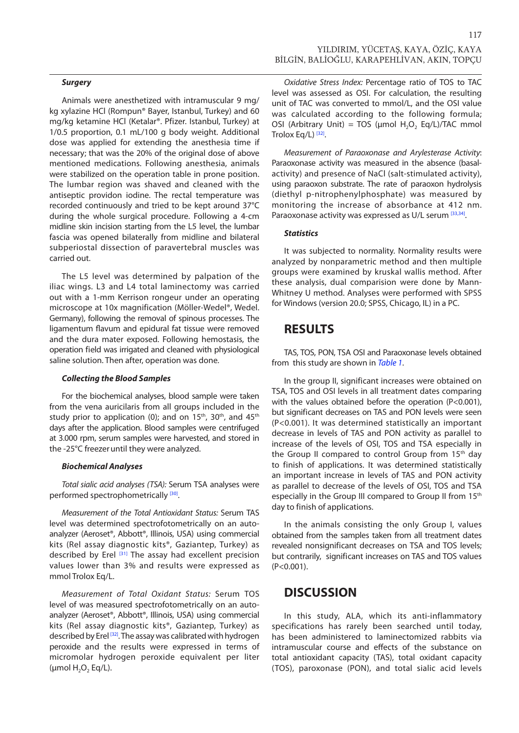### Surgery

Animals were anesthetized with intramuscular 9 mg/kg xylazine HCl (Rompun® Bayer, Istanbul, Turkey) and 60 mg/kg ketamine HCl (Ketalar®. Pfizer. Istanbul, Turkey) at 1/0.5 proportion, 0.1 mL/100 g body weight. Additional dose was applied for extending the anesthesia time if necessary; that was the 20% of the original dose of above mentioned medications. Following anesthesia, animals were stabilized on the operation table in prone position. The lumbar region was shaved and cleaned with the antiseptic providon iodine. The rectal temperature was recorded continuously and tried to be kept around 37°C during the whole surgical procedure. Following a 4-cm midline skin incision starting from the L5 level, the lumbar fascia was opened bilaterally from midline and bilateral subperiostal dissection of paravertebral muscles was carried out.

The L5 level was determined by palpation of the iliac wings. L3 and L4 total laminectomy was carried out with a 1-mm Kerrison rongeur under an operating microscope at 10x magnification (Möller-Wedel®, Wedel. Germany), following the removal of spinous processes. The ligamentum flavum and epidural fat tissue were removed and the dura mater exposed. Following hemostasis, the operation field was irrigated and cleaned with physiological saline solution. Then after, operation was done.

### Collecting the Blood Samples

For the biochemical analyses, blood sample were taken from the vena auricularis from all groups included in the study prior to application (0); and on 15th, 30th, and 45th days after the application. Blood samples were centrifuged at 3.000 rpm, serum samples were harvested, and stored in the -25°C freezer until they were analyzed.

### Biochemical Analyses

*Total sialic acid analyses (TSA):* Serum TSA analyses were performed spectrophotometrically [30].

*Measurement of the Total Antioxidant Status:* Serum TAS level was determined spectrofotometrically on an auto-analyzer (Aeroset®, Abbott®, Illinois, USA) using commercial kits (Rel assay diagnostic kits®, Gaziantep, Turkey) as described by Erel [31] The assay had excellent precision values lower than 3% and results were expressed as mmol Trolox Eq/L.

*Measurement of Total Oxidant Status:* Serum TOS level of was measured spectrofotometrically on an auto-analyzer (Aeroset®, Abbott®, Illinois, USA) using commercial kits (Rel assay diagnostic kits®, Gaziantep, Turkey) as described by Erel [32]. The assay was calibrated with hydrogen peroxide and the results were expressed in terms of micromolar hydrogen peroxide equivalent per liter (μmol $H_2O_2$ Eq/L).

*Oxidative Stress Index:* Percentage ratio of TOS to TAC level was assessed as OSI. For calculation, the resulting unit of TAC was converted to mmol/L, and the OSI value was calculated according to the following formula; OSI (Arbitrary Unit) = TOS (μmol $H_2O_2$ Eq/L)/TAC mmol Trolox Eq/L) [32].

*Measurement of Paraoxonase and Arylesterase Activity*: Paraoxonase activity was measured in the absence (basal-activity) and presence of NaCl (salt-stimulated activity), using paraoxon substrate. The rate of paraoxon hydrolysis (diethyl p-nitrophenylphosphate) was measured by monitoring the increase of absorbance at 412 nm. Paraoxonase activity was expressed as U/L serum [33,34].

### Statistics

It was subjected to normality. Normality results were analyzed by nonparametric method and then multiple groups were examined by kruskal wallis method. After these analysis, dual comparision were done by Mann-Whitney U method. Analyses were performed with SPSS for Windows (version 20.0; SPSS, Chicago, IL) in a PC.

## RESULTS

TAS, TOS, PON, TSA OSI and Paraoxonase levels obtained from this study are shown in *Table 1*.

In the group II, significant increases were obtained on TSA, TOS and OSI levels in all treatment dates comparing with the values obtained before the operation (P<0.001), but significant decreases on TAS and PON levels were seen (P<0.001). It was determined statistically an important decrease in levels of TAS and PON activity as parallel to increase of the levels of OSI, TOS and TSA especially in the Group II compared to control Group from 15th day to finish of applications. It was determined statistically an important increase in levels of TAS and PON activity as parallel to decrease of the levels of OSI, TOS and TSA especially in the Group III compared to Group II from 15th day to finish of applications.

In the animals consisting the only Group I, values obtained from the samples taken from all treatment dates revealed nonsignificant decreases on TSA and TOS levels; but contrarily, significant increases on TAS and TOS values (P<0.001).

## DISCUSSION

In this study, ALA, which its anti-inflammatory specifications has rarely been searched until today, has been administered to laminectomized rabbits via intramuscular course and effects of the substance on total antioxidant capacity (TAS), total oxidant capacity (TOS), paroxonase (PON), and total sialic acid levels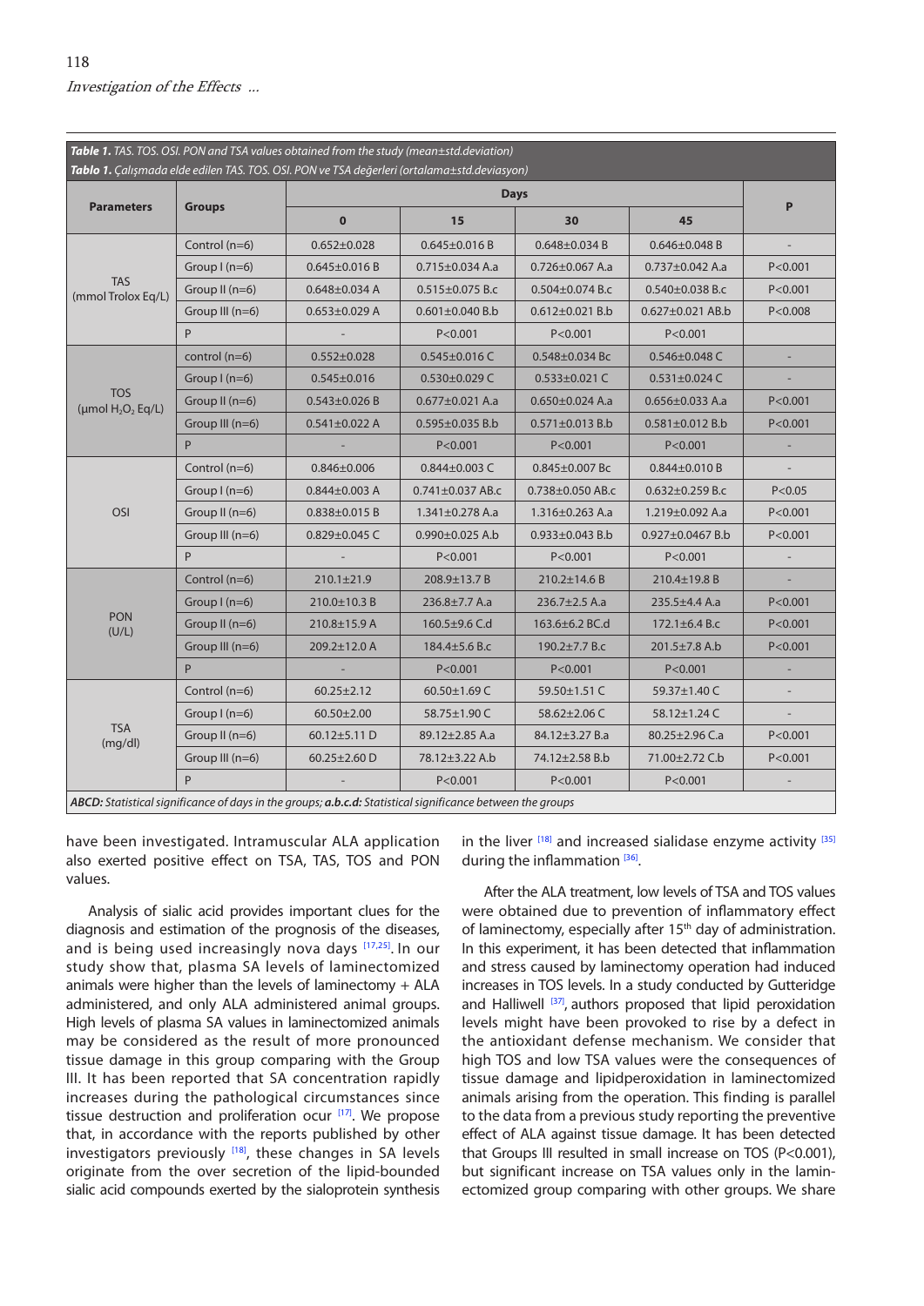**Table 1.** TAS. TOS. OSI. PON and TSA values obtained from the study (mean±std.deviation)
**Tablo 1.** Çalışmada elde edilen TAS. TOS. OSI. PON ve TSA değerleri (ortalama±std.deviasyon)

| Parameters | Groups | Days | | | | P |
|---|---|---|---|---|---|---|
| | | 0 | 15 | 30 | 45 | |
| TAS (mmol Trolox Eq/L) | Control (n=6) | 0.652±0.028 | 0.645±0.016 B | 0.648±0.034 B | 0.646±0.048 B | - |
| | Group I (n=6) | 0.645±0.016 B | 0.715±0.034 A.a | 0.726±0.067 A.a | 0.737±0.042 A.a | P<0.001 |
| | Group II (n=6) | 0.648±0.034 A | 0.515±0.075 B.c | 0.504±0.074 B.c | 0.540±0.038 B.c | P<0.001 |
| | Group III (n=6) | 0.653±0.029 A | 0.601±0.040 B.b | 0.612±0.021 B.b | 0.627±0.021 AB.b | P<0.008 |
| | P | - | P<0.001 | P<0.001 | P<0.001 | |
| TOS (μmol $H_2O_2$ Eq/L) | control (n=6) | 0.552±0.028 | 0.545±0.016 C | 0.548±0.034 Bc | 0.546±0.048 C | - |
| | Group I (n=6) | 0.545±0.016 | 0.530±0.029 C | 0.533±0.021 C | 0.531±0.024 C | - |
| | Group II (n=6) | 0.543±0.026 B | 0.677±0.021 A.a | 0.650±0.024 A.a | 0.656±0.033 A.a | P<0.001 |
| | Group III (n=6) | 0.541±0.022 A | 0.595±0.035 B.b | 0.571±0.013 B.b | 0.581±0.012 B.b | P<0.001 |
| | P | - | P<0.001 | P<0.001 | P<0.001 | - |
| OSI | Control (n=6) | 0.846±0.006 | 0.844±0.003 C | 0.845±0.007 Bc | 0.844±0.010 B | - |
| | Group I (n=6) | 0.844±0.003 A | 0.741±0.037 AB.c | 0.738±0.050 AB.c | 0.632±0.259 B.c | P<0.05 |
| | Group II (n=6) | 0.838±0.015 B | 1.341±0.278 A.a | 1.316±0.263 A.a | 1.219±0.092 A.a | P<0.001 |
| | Group III (n=6) | 0.829±0.045 C | 0.990±0.025 A.b | 0.933±0.043 B.b | 0.927±0.0467 B.b | P<0.001 |
| | P | - | P<0.001 | P<0.001 | P<0.001 | - |
| PON (U/L) | Control (n=6) | 210.1±21.9 | 208.9±13.7 B | 210.2±14.6 B | 210.4±19.8 B | - |
| | Group I (n=6) | 210.0±10.3 B | 236.8±7.7 A.a | 236.7±2.5 A.a | 235.5±4.4 A.a | P<0.001 |
| | Group II (n=6) | 210.8±15.9 A | 160.5±9.6 C.d | 163.6±6.2 BC.d | 172.1±6.4 B.c | P<0.001 |
| | Group III (n=6) | 209.2±12.0 A | 184.4±5.6 B.c | 190.2±7.7 B.c | 201.5±7.8 A.b | P<0.001 |
| | P | - | P<0.001 | P<0.001 | P<0.001 | - |
| TSA (mg/dl) | Control (n=6) | 60.25±2.12 | 60.50±1.69 C | 59.50±1.51 C | 59.37±1.40 C | - |
| | Group I (n=6) | 60.50±2.00 | 58.75±1.90 C | 58.62±2.06 C | 58.12±1.24 C | - |
| | Group II (n=6) | 60.12±5.11 D | 89.12±2.85 A.a | 84.12±3.27 B.a | 80.25±2.96 C.a | P<0.001 |
| | Group III (n=6) | 60.25±2.60 D | 78.12±3.22 A.b | 74.12±2.58 B.b | 71.00±2.72 C.b | P<0.001 |
| | P | - | P<0.001 | P<0.001 | P<0.001 | - |

***ABCD:** Statistical significance of days in the groups; **a.b.c.d:** Statistical significance between the groups*

have been investigated. Intramuscular ALA application also exerted positive effect on TSA, TAS, TOS and PON values.

Analysis of sialic acid provides important clues for the diagnosis and estimation of the prognosis of the diseases, and is being used increasingly nova days [17,25]. In our study show that, plasma SA levels of laminectomized animals were higher than the levels of laminectomy + ALA administered, and only ALA administered animal groups. High levels of plasma SA values in laminectomized animals may be considered as the result of more pronounced tissue damage in this group comparing with the Group III. It has been reported that SA concentration rapidly increases during the pathological circumstances since tissue destruction and proliferation ocur [17]. We propose that, in accordance with the reports published by other investigators previously [18], these changes in SA levels originate from the over secretion of the lipid-bounded sialic acid compounds exerted by the sialoprotein synthesis in the liver [18] and increased sialidase enzyme activity [35] during the inflammation [36].

After the ALA treatment, low levels of TSA and TOS values were obtained due to prevention of inflammatory effect of laminectomy, especially after 15th day of administration. In this experiment, it has been detected that inflammation and stress caused by laminectomy operation had induced increases in TOS levels. In a study conducted by Gutteridge and Halliwell [37], authors proposed that lipid peroxidation levels might have been provoked to rise by a defect in the antioxidant defense mechanism. We consider that high TOS and low TSA values were the consequences of tissue damage and lipidperoxidation in laminectomized animals arising from the operation. This finding is parallel to the data from a previous study reporting the preventive effect of ALA against tissue damage. It has been detected that Groups III resulted in small increase on TOS ($P<0.001$), but significant increase on TSA values only in the laminectomized group comparing with other groups. We share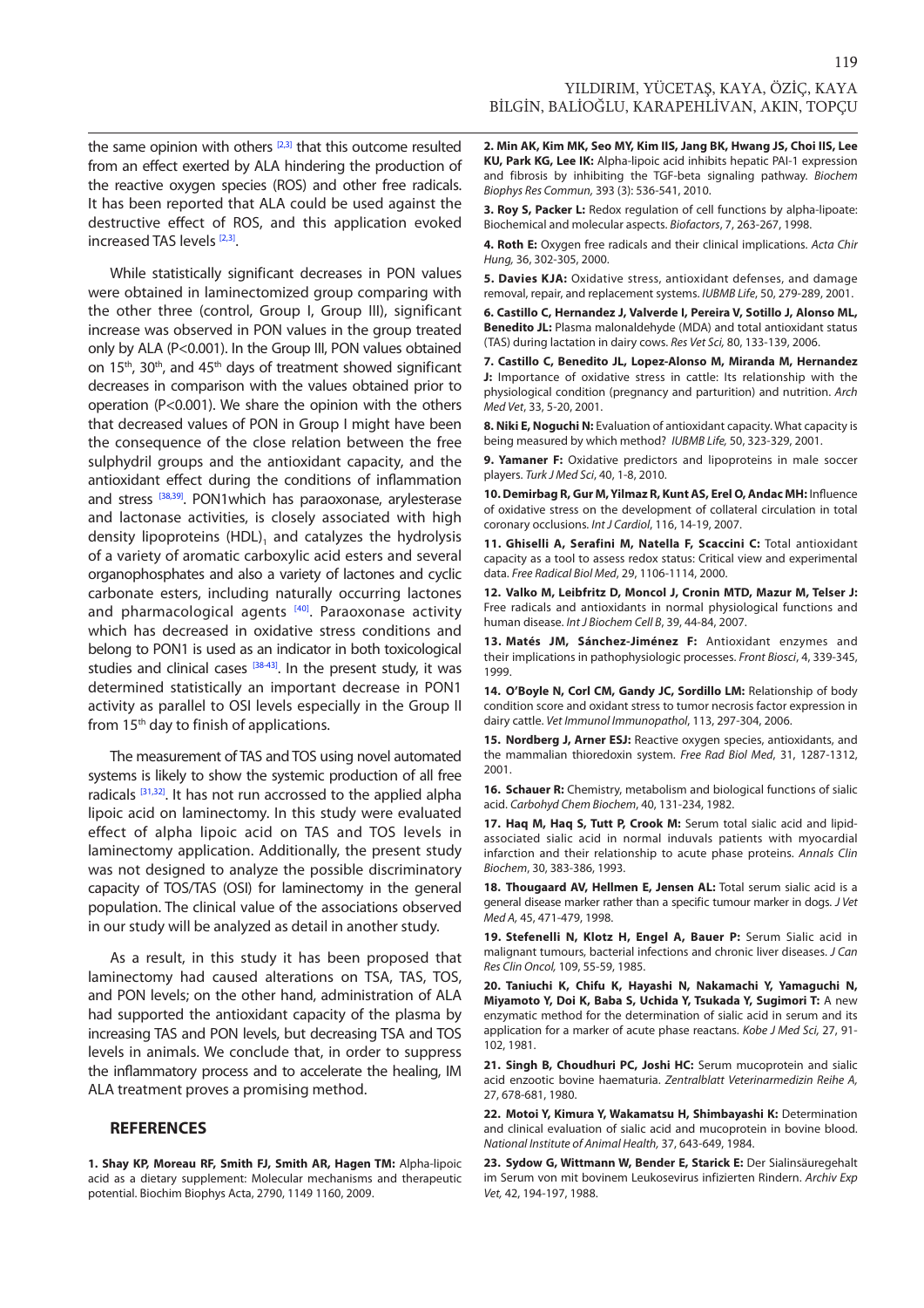the same opinion with others [2,3] that this outcome resulted from an effect exerted by ALA hindering the production of the reactive oxygen species (ROS) and other free radicals. It has been reported that ALA could be used against the destructive effect of ROS, and this application evoked increased TAS levels [2,3].

While statistically significant decreases in PON values were obtained in laminectomized group comparing with the other three (control, Group I, Group III), significant increase was observed in PON values in the group treated only by ALA (P<0.001). In the Group III, PON values obtained on 15th, 30th, and 45th days of treatment showed significant decreases in comparison with the values obtained prior to operation (P<0.001). We share the opinion with the others that decreased values of PON in Group I might have been the consequence of the close relation between the free sulphydril groups and the antioxidant capacity, and the antioxidant effect during the conditions of inflammation and stress [38,39]. PON1which has paraoxonase, arylesterase and lactonase activities, is closely associated with high density lipoproteins $(HDL)_1$ and catalyzes the hydrolysis of a variety of aromatic carboxylic acid esters and several organophosphates and also a variety of lactones and cyclic carbonate esters, including naturally occurring lactones and pharmacological agents [40]. Paraoxonase activity which has decreased in oxidative stress conditions and belong to PON1 is used as an indicator in both toxicological studies and clinical cases [38-43]. In the present study, it was determined statistically an important decrease in PON1 activity as parallel to OSI levels especially in the Group II from 15th day to finish of applications.

The measurement of TAS and TOS using novel automated systems is likely to show the systemic production of all free radicals [31,32]. It has not run accrossed to the applied alpha lipoic acid on laminectomy. In this study were evaluated effect of alpha lipoic acid on TAS and TOS levels in laminectomy application. Additionally, the present study was not designed to analyze the possible discriminatory capacity of TOS/TAS (OSI) for laminectomy in the general population. The clinical value of the associations observed in our study will be analyzed as detail in another study.

As a result, in this study it has been proposed that laminectomy had caused alterations on TSA, TAS, TOS, and PON levels; on the other hand, administration of ALA had supported the antioxidant capacity of the plasma by increasing TAS and PON levels, but decreasing TSA and TOS levels in animals. We conclude that, in order to suppress the inflammatory process and to accelerate the healing, IM ALA treatment proves a promising method.

## REFERENCES

**1. Shay KP, Moreau RF, Smith FJ, Smith AR, Hagen TM:** Alpha-lipoic acid as a dietary supplement: Molecular mechanisms and therapeutic potential. Biochim Biophys Acta, 2790, 1149 1160, 2009.

**2. Min AK, Kim MK, Seo MY, Kim IIS, Jang BK, Hwang JS, Choi IIS, Lee KU, Park KG, Lee IK:** Alpha-lipoic acid inhibits hepatic PAI-1 expression and fibrosis by inhibiting the TGF-beta signaling pathway. *Biochem Biophys Res Commun,* 393 (3): 536-541, 2010.

**3. Roy S, Packer L:** Redox regulation of cell functions by alpha-lipoate: Biochemical and molecular aspects. *Biofactors*, 7, 263-267, 1998.

**4. Roth E:** Oxygen free radicals and their clinical implications. *Acta Chir Hung,* 36, 302-305, 2000.

**5. Davies KJA:** Oxidative stress, antioxidant defenses, and damage removal, repair, and replacement systems. *IUBMB Life*, 50, 279-289, 2001.

**6. Castillo C, Hernandez J, Valverde I, Pereira V, Sotillo J, Alonso ML, Benedito JL:** Plasma malonaldehyde (MDA) and total antioxidant status (TAS) during lactation in dairy cows. *Res Vet Sci,* 80, 133-139, 2006.

**7. Castillo C, Benedito JL, Lopez-Alonso M, Miranda M, Hernandez J:** Importance of oxidative stress in cattle: Its relationship with the physiological condition (pregnancy and parturition) and nutrition. *Arch Med Vet*, 33, 5-20, 2001.

**8. Niki E, Noguchi N:** Evaluation of antioxidant capacity. What capacity is being measured by which method? *IUBMB Life,* 50, 323-329, 2001.

**9. Yamaner F:** Oxidative predictors and lipoproteins in male soccer players. *Turk J Med Sci*, 40, 1-8, 2010.

**10. Demirbag R, Gur M, Yilmaz R, Kunt AS, Erel O, Andac MH:** Influence of oxidative stress on the development of collateral circulation in total coronary occlusions. *Int J Cardiol*, 116, 14-19, 2007.

**11. Ghiselli A, Serafini M, Natella F, Scaccini C:** Total antioxidant capacity as a tool to assess redox status: Critical view and experimental data. *Free Radical Biol Med*, 29, 1106-1114, 2000.

**12. Valko M, Leibfritz D, Moncol J, Cronin MTD, Mazur M, Telser J:** Free radicals and antioxidants in normal physiological functions and human disease. *Int J Biochem Cell B*, 39, 44-84, 2007.

**13. Matés JM, Sánchez-Jiménez F:** Antioxidant enzymes and their implications in pathophysiologic processes. *Front Biosci*, 4, 339-345, 1999.

**14. O'Boyle N, Corl CM, Gandy JC, Sordillo LM:** Relationship of body condition score and oxidant stress to tumor necrosis factor expression in dairy cattle. *Vet Immunol Immunopathol*, 113, 297-304, 2006.

**15. Nordberg J, Arner ESJ:** Reactive oxygen species, antioxidants, and the mammalian thioredoxin system. *Free Rad Biol Med*, 31, 1287-1312, 2001.

**16. Schauer R:** Chemistry, metabolism and biological functions of sialic acid. *Carbohyd Chem Biochem*, 40, 131-234, 1982.

**17. Haq M, Haq S, Tutt P, Crook M:** Serum total sialic acid and lipid-associated sialic acid in normal induvals patients with myocardial infarction and their relationship to acute phase proteins. *Annals Clin Biochem*, 30, 383-386, 1993.

**18. Thougaard AV, Hellmen E, Jensen AL:** Total serum sialic acid is a general disease marker rather than a specific tumour marker in dogs. *J Vet Med A,* 45, 471-479, 1998.

**19. Stefenelli N, Klotz H, Engel A, Bauer P:** Serum Sialic acid in malignant tumours, bacterial infections and chronic liver diseases. *J Can Res Clin Oncol,* 109, 55-59, 1985.

**20. Taniuchi K, Chifu K, Hayashi N, Nakamachi Y, Yamaguchi N, Miyamoto Y, Doi K, Baba S, Uchida Y, Tsukada Y, Sugimori T:** A new enzymatic method for the determination of sialic acid in serum and its application for a marker of acute phase reactans. *Kobe J Med Sci,* 27, 91-102, 1981.

**21. Singh B, Choudhuri PC, Joshi HC:** Serum mucoprotein and sialic acid enzootic bovine haematuria. *Zentralblatt Veterinarmedizin Reihe A,* 27, 678-681, 1980.

**22. Motoi Y, Kimura Y, Wakamatsu H, Shimbayashi K:** Determination and clinical evaluation of sialic acid and mucoprotein in bovine blood. *National Institute of Animal Health,* 37, 643-649, 1984.

**23. Sydow G, Wittmann W, Bender E, Starick E:** Der Sialinsäuregehalt im Serum von mit bovinem Leukosevirus infizierten Rindern. *Archiv Exp Vet,* 42, 194-197, 1988.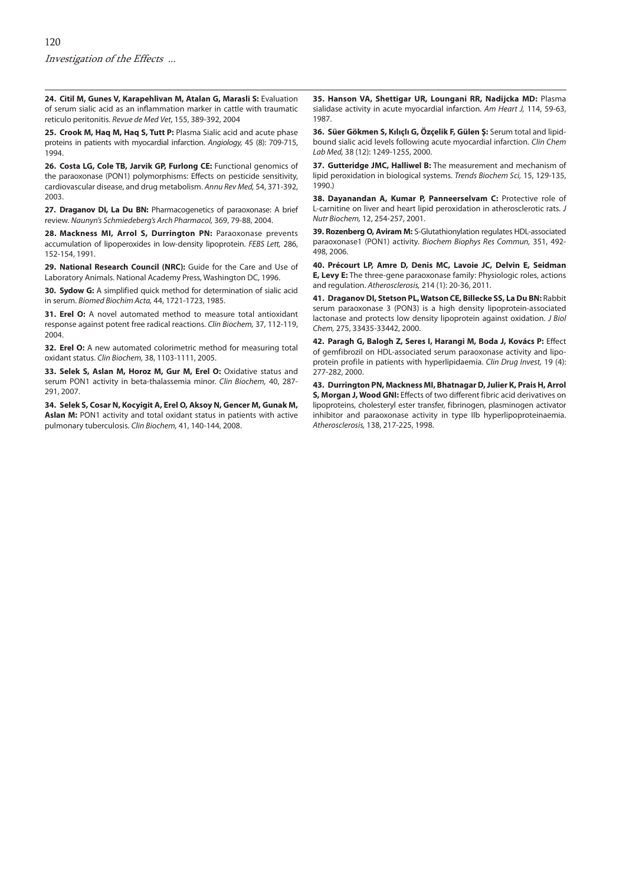**24. Citil M, Gunes V, Karapehlivan M, Atalan G, Marasli S:** Evaluation of serum sialic acid as an inflammation marker in cattle with traumatic reticulo peritonitis. *Revue de Med Vet*, 155, 389-392, 2004

**25. Crook M, Haq M, Haq S, Tutt P:** Plasma Sialic acid and acute phase proteins in patients with myocardial infarction. *Angiology,* 45 (8): 709-715, 1994.

**26. Costa LG, Cole TB, Jarvik GP, Furlong CE:** Functional genomics of the paraoxonase (PON1) polymorphisms: Effects on pesticide sensitivity, cardiovascular disease, and drug metabolism. *Annu Rev Med,* 54, 371-392, 2003.

**27. Draganov DI, La Du BN:** Pharmacogenetics of paraoxonase: A brief review. *Naunyn's Schmiedeberg's Arch Pharmacol,* 369, 79-88, 2004.

**28. Mackness MI, Arrol S, Durrington PN:** Paraoxonase prevents accumulation of lipoperoxides in low-density lipoprotein. *FEBS Lett,* 286, 152-154, 1991.

**29. National Research Council (NRC):** Guide for the Care and Use of Laboratory Animals. National Academy Press, Washington DC, 1996.

**30. Sydow G:** A simplified quick method for determination of sialic acid in serum. *Biomed Biochim Acta,* 44, 1721-1723, 1985.

**31. Erel O:** A novel automated method to measure total antioxidant response against potent free radical reactions. *Clin Biochem,* 37, 112-119, 2004.

**32. Erel O:** A new automated colorimetric method for measuring total oxidant status. *Clin Biochem,* 38, 1103-1111, 2005.

**33. Selek S, Aslan M, Horoz M, Gur M, Erel O:** Oxidative status and serum PON1 activity in beta-thalassemia minor. *Clin Biochem,* 40, 287-291, 2007.

**34. Selek S, Cosar N, Kocyigit A, Erel O, Aksoy N, Gencer M, Gunak M, Aslan M:** PON1 activity and total oxidant status in patients with active pulmonary tuberculosis. *Clin Biochem,* 41, 140-144, 2008.

**35. Hanson VA, Shettigar UR, Loungani RR, Nadijcka MD:** Plasma sialidase activity in acute myocardial infarction. *Am Heart J,* 114, 59-63, 1987.

**36. Süer Gökmen S, Kılıçlı G, Özçelik F, Gülen Ş:** Serum total and lipid-bound sialic acid levels following acute myocardial infarction. *Clin Chem Lab Med,* 38 (12): 1249-1255, 2000.

**37. Gutteridge JMC, Halliwel B:** The measurement and mechanism of lipid peroxidation in biological systems. *Trends Biochem Sci,* 15, 129-135, 1990.)

**38. Dayanandan A, Kumar P, Panneerselvam C:** Protective role of L-carnitine on liver and heart lipid peroxidation in atherosclerotic rats. *J Nutr Biochem,* 12, 254-257, 2001.

**39. Rozenberg O, Aviram M:** S-Glutathionylation regulates HDL-associated paraoxonase1 (PON1) activity. *Biochem Biophys Res Commun,* 351, 492-498, 2006.

**40. Précourt LP, Amre D, Denis MC, Lavoie JC, Delvin E, Seidman E, Levy E:** The three-gene paraoxonase family: Physiologic roles, actions and regulation. *Atherosclerosis,* 214 (1): 20-36, 2011.

**41. Draganov DI, Stetson PL, Watson CE, Billecke SS, La Du BN:** Rabbit serum paraoxonase 3 (PON3) is a high density lipoprotein-associated lactonase and protects low density lipoprotein against oxidation. *J Biol Chem,* 275, 33435-33442, 2000.

**42. Paragh G, Balogh Z, Seres I, Harangi M, Boda J, Kovács P:** Effect of gemfibrozil on HDL-associated serum paraoxonase activity and lipoprotein profile in patients with hyperlipidaemia. *Clin Drug Invest,* 19 (4): 277-282, 2000.

**43. Durrington PN, Mackness MI, Bhatnagar D, Julier K, Prais H, Arrol S, Morgan J, Wood GNI:** Effects of two different fibric acid derivatives on lipoproteins, cholesteryl ester transfer, fibrinogen, plasminogen activator inhibitor and paraoxonase activity in type IIb hyperlipoproteinaemia. *Atherosclerosis,* 138, 217-225, 1998.